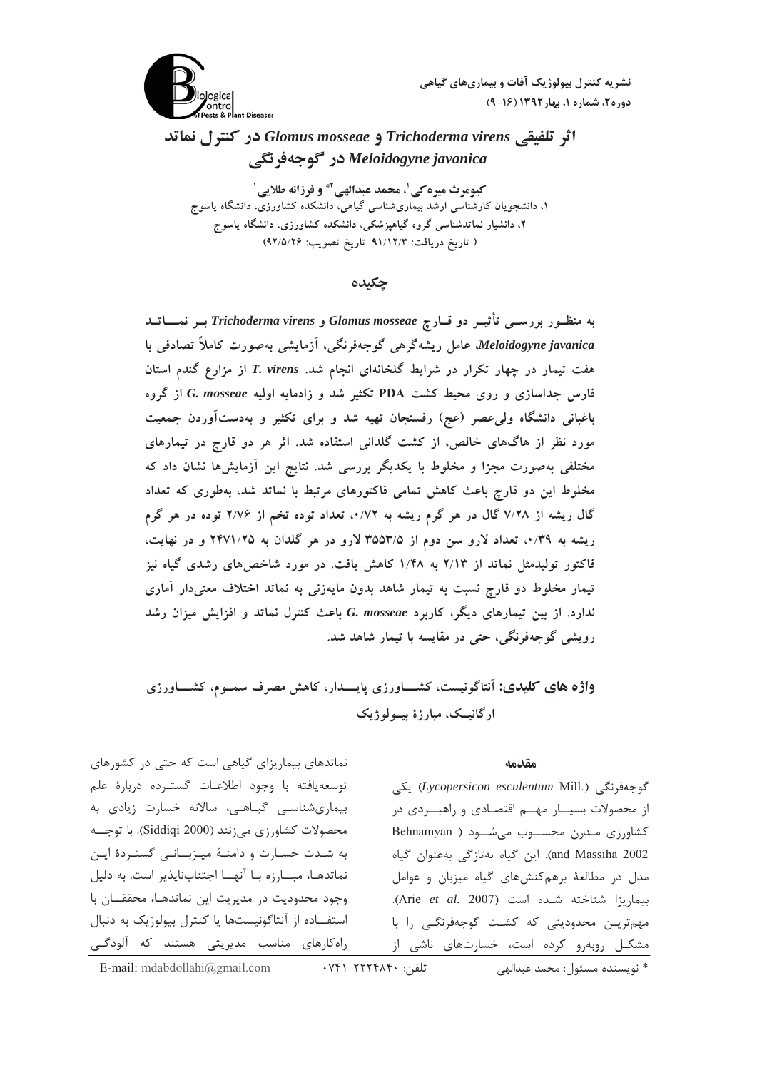# اثر تلفیقی *Trichoderma virens* و *Glomus mosseae* در کنترل نماتد *Meloidogyne javanica* در گوجه‌فرنگی

**کیومرث میره‌کی[1]، محمد عبدالهی[2*] و فرزانه طلایی[1]**

۱، دانشجویان کارشناسی ارشد بیماری‌شناسی گیاهی، دانشکده کشاورزی، دانشگاه یاسوج
۲، دانشیار نماتدشناسی گروه گیاهپزشکی، دانشکده کشاورزی، دانشگاه یاسوج
( تاریخ دریافت: ۹۱/۱۲/۳ تاریخ تصویب: ۹۲/۵/۲۶)

## چکیده

به منظـور بررسـی تأثیـر دو قـارچ *Glomus mosseae* و *Trichoderma virens* بـر نمـاتـد *Meloidogyne javanica*، عامل ریشه‌گرهی گوجه‌فرنگی، آزمایشی به‌صورت کاملاً تصادفی با هفت تیمار در چهار تکرار در شرایط گلخانه‌ای انجام شد. *T. virens* از مزارع گندم استان فارس جداسازی و روی محیط کشت PDA تکثیر شد و زادمایه اولیه *G. mosseae* از گروه باغبانی دانشگاه ولی‌عصر (عج) رفسنجان تهیه شد و برای تکثیر و به‌دست‌آوردن جمعیت مورد نظر از هاگ‌های خالص، از کشت گلدانی استفاده شد. اثر هر دو قارچ در تیمارهای مختلفی به‌صورت مجزا و مخلوط با یکدیگر بررسی شد. نتایج این آزمایش‌ها نشان داد که مخلوط این دو قارچ باعث کاهش تمامی فاکتورهای مرتبط با نماتد شد، به‌طوری که تعداد گال ریشه از ۷/۲۸ گال در هر گرم ریشه به ۰/۷۲، تعداد توده تخم از ۲/۷۶ توده در هر گرم ریشه به ۰/۳۹، تعداد لارو سن دوم از ۳۵۵۳/۵ لارو در هر گلدان به ۲۴۷۱/۲۵ و در نهایت، فاکتور تولیدمثل نماتد از ۲/۱۳ به ۱/۴۸ کاهش یافت. در مورد شاخص‌های رشدی گیاه نیز تیمار مخلوط دو قارچ نسبت به تیمار شاهد بدون مایه‌زنی به نماتد اختلاف معنی‌دار آماری ندارد. از بین تیمارهای دیگر، کاربرد *G. mosseae* باعث کنترل نماتد و افزایش میزان رشد رویشی گوجه‌فرنگی، حتی در مقایسه با تیمار شاهد شد.

**واژه های کلیدی:** آنتاگونیست، کشـاورزی پایـدار، کاهش مصرف سمـوم، کشـاورزی ارگانیـک، مبارزهٔ بیـولوژیک

## مقدمه

گوجه‌فرنگی (*Lycopersicon esculentum* Mill.) یکی از محصولات بسیـار مهـم اقتصادی و راهبـردی در کشاورزی مـدرن محسـوب می‌شـود (Behnamyan and Massiha 2002). این گیاه به‌تازگی به‌عنوان گیاه مدل در مطالعهٔ برهم‌کنش‌های گیاه میزبان و عوامل بیماریزا شناخته شده است (Arie *et al.* 2007). مهم‌تریـن محدودیتی که کشـت گوجه‌فرنگـی را با مشکـل روبه‌رو کرده است، خسارت‌های ناشی از نماتدهای بیماریزای گیاهی است که حتی در کشورهای توسعه‌یافته با وجود اطلاعـات گسـترده دربارهٔ علم بیماری‌شناسـی گیاهـی، سالانه خسارت زیادی به محصولات کشاورزی می‌زنند (Siddiqi 2000). با توجـه به شـدت خسـارت و دامنـهٔ میـزبـانـی گسـتردهٔ ایـن نماتدهـا، مبـارزه بـا آنهـا اجتناب‌ناپذیر است. به دلیل وجود محدودیت در مدیریت این نماتدهـا، محققـان با استفـاده از آنتاگونیست‌ها یا کنترل بیولوژیک به دنبال راه‌کارهای مناسب مدیریتی هستند که آلودگـی

\* نویسنده مسئول: محمد عبدالهی        تلفن: ۰۷۴۱-۲۲۲۴۸۴۰        E-mail: mdabdollahi@gmail.com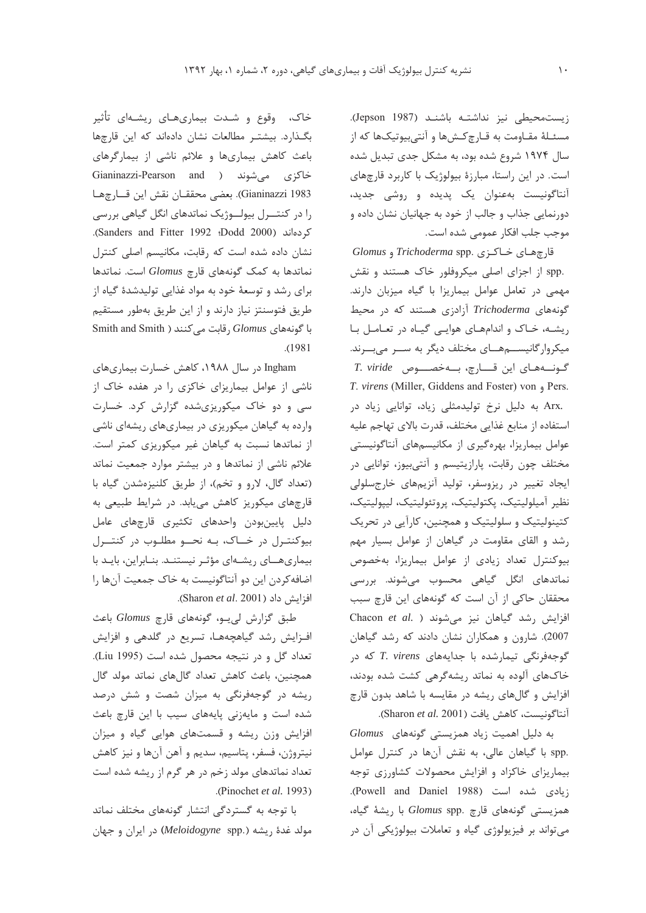زیست‌محیطی نیز نداشته باشند (Jepson 1987). مسئلۀ مقاومت به قارچ‌کش‌ها و آنتی‌بیوتیک‌ها که از سال ۱۹۷۴ شروع شده بود، به مشکل جدی تبدیل شده است. در این راستا، مبارزۀ بیولوژیک با کاربرد قارچ‌های آنتاگونیست به‌عنوان یک پدیده و روشی جدید، دورنمایی جذاب و جالب از خود به جهانیان نشان داده و موجب جلب افکار عمومی شده است.

قارچ‌های خاکزی .*Trichoderma* spp و *Glomus* spp. از اجزای اصلی میکروفلور خاک هستند و نقش مهمی در تعامل عوامل بیماریزا با گیاه میزبان دارند. گونه‌های *Trichoderma* آزادزی هستند که در محیط ریشه، خاک و اندام‌های هوایی گیاه در تعامل با میکروارگانیسم‌های مختلف دیگر به سر می‌برند. گونه‌های این قارچ، به‌خصوص *T. viride* Pers. و *T. virens* (Miller, Giddens and Foster) von Arx. به دلیل نرخ تولیدمثلی زیاد، توانایی زیاد در استفاده از منابع غذایی مختلف، قدرت بالای تهاجم علیه عوامل بیماریزا، بهره‌گیری از مکانیسم‌های آنتاگونیستی مختلف چون رقابت، پارازیتیسم و آنتی‌بیوز، توانایی در ایجاد تغییر در ریزوسفر، تولید آنزیم‌های خارج‌سلولی نظیر آمیلولیتیک، پکتولیتیک، پروتئولیتیک، لیپولیتیک، کتینولیتیک و سلولیتیک و همچنین، کارآیی در تحریک رشد و القای مقاومت در گیاهان از عوامل بسیار مهم بیوکنترل تعداد زیادی از عوامل بیماریزا، به‌خصوص نماتدهای انگل گیاهی محسوب می‌شوند. بررسی محققان حاکی از آن است که گونه‌های این قارچ سبب افزایش رشد گیاهان نیز می‌شوند (Chacon *et al.* 2007). شارون و همکاران نشان دادند که رشد گیاهان گوجه‌فرنگی تیمارشده با جدایه‌های *T. virens* که در خاک‌های آلوده به نماتد ریشه‌گرهی کشت شده بودند، افزایش و گال‌های ریشه در مقایسه با شاهد بدون قارچ آنتاگونیست، کاهش یافت (Sharon *et al.* 2001).

به دلیل اهمیت زیاد همزیستی گونه‌های *Glomus* spp. با گیاهان عالی، به نقش آن‌ها در کنترل عوامل بیماریزای خاکزاد و افزایش محصولات کشاورزی توجه زیادی شده است (Powell and Daniel 1988). همزیستی گونه‌های قارچ .*Glomus* spp با ریشۀ گیاه، می‌تواند بر فیزیولوژی گیاه و تعاملات بیولوژیکی آن در خاک، وقوع و شدت بیماری‌های ریشه‌ای تأثیر بگذارد. بیشتر مطالعات نشان داده‌اند که این قارچ‌ها باعث کاهش بیماری‌ها و علائم ناشی از بیمارگرهای خاکزی می‌شوند (Gianinazzi-Pearson and Gianinazzi 1983). بعضی محققان نقش این قارچ‌ها را در کنترل بیولوژیک نماتدهای انگل گیاهی بررسی کرده‌اند (Sanders and Fitter 1992؛ Dodd 2000). نشان داده شده است که رقابت، مکانیسم اصلی کنترل نماتدها به کمک گونه‌های قارچ *Glomus* است. نماتدها برای رشد و توسعۀ خود به مواد غذایی تولیدشدۀ گیاه از طریق فتوسنتز نیاز دارند و از این طریق به‌طور مستقیم با گونه‌های *Glomus* رقابت می‌کنند (Smith and Smith 1981).

Ingham در سال ۱۹۸۸، کاهش خسارت بیماری‌های ناشی از عوامل بیماریزای خاکزی را در هفده خاک از سی و دو خاک میکوریزی‌شده گزارش کرد. خسارت وارده به گیاهان میکوریزی در بیماری‌های ریشه‌ای ناشی از نماتدها نسبت به گیاهان غیر میکوریزی کمتر است. علائم ناشی از نماتدها و در بیشتر موارد جمعیت نماتد (تعداد گال، لارو و تخم)، از طریق کلنیزه‌شدن گیاه با قارچ‌های میکوریز کاهش می‌یابد. در شرایط طبیعی به دلیل پایین‌بودن واحدهای تکثیری قارچ‌های عامل بیوکنترل در خاک، به نحو مطلوب در کنترل بیماری‌های ریشه‌ای مؤثر نیستند. بنابراین، باید با اضافه‌کردن این دو آنتاگونیست به خاک جمعیت آن‌ها را افزایش داد (Sharon *et al.* 2001).

طبق گزارش لی‌یو، گونه‌های قارچ *Glomus* باعث افزایش رشد گیاهچه‌ها، تسریع در گلدهی و افزایش تعداد گل و در نتیجه محصول شده است (Liu 1995). همچنین، باعث کاهش تعداد گال‌های نماتد مولد گال ریشه در گوجه‌فرنگی به میزان شصت و شش درصد شده است و مایه‌زنی پایه‌های سیب با این قارچ باعث افزایش وزن ریشه و قسمت‌های هوایی گیاه و میزان نیتروژن، فسفر، پتاسیم، سدیم و آهن آن‌ها و نیز کاهش تعداد نماتدهای مولد زخم در هر گرم از ریشه شده است (Pinochet *et al.* 1993).

با توجه به گستردگی انتشار گونه‌های مختلف نماتد مولد غدۀ ریشه (*Meloidogyne* spp.) در ایران و جهان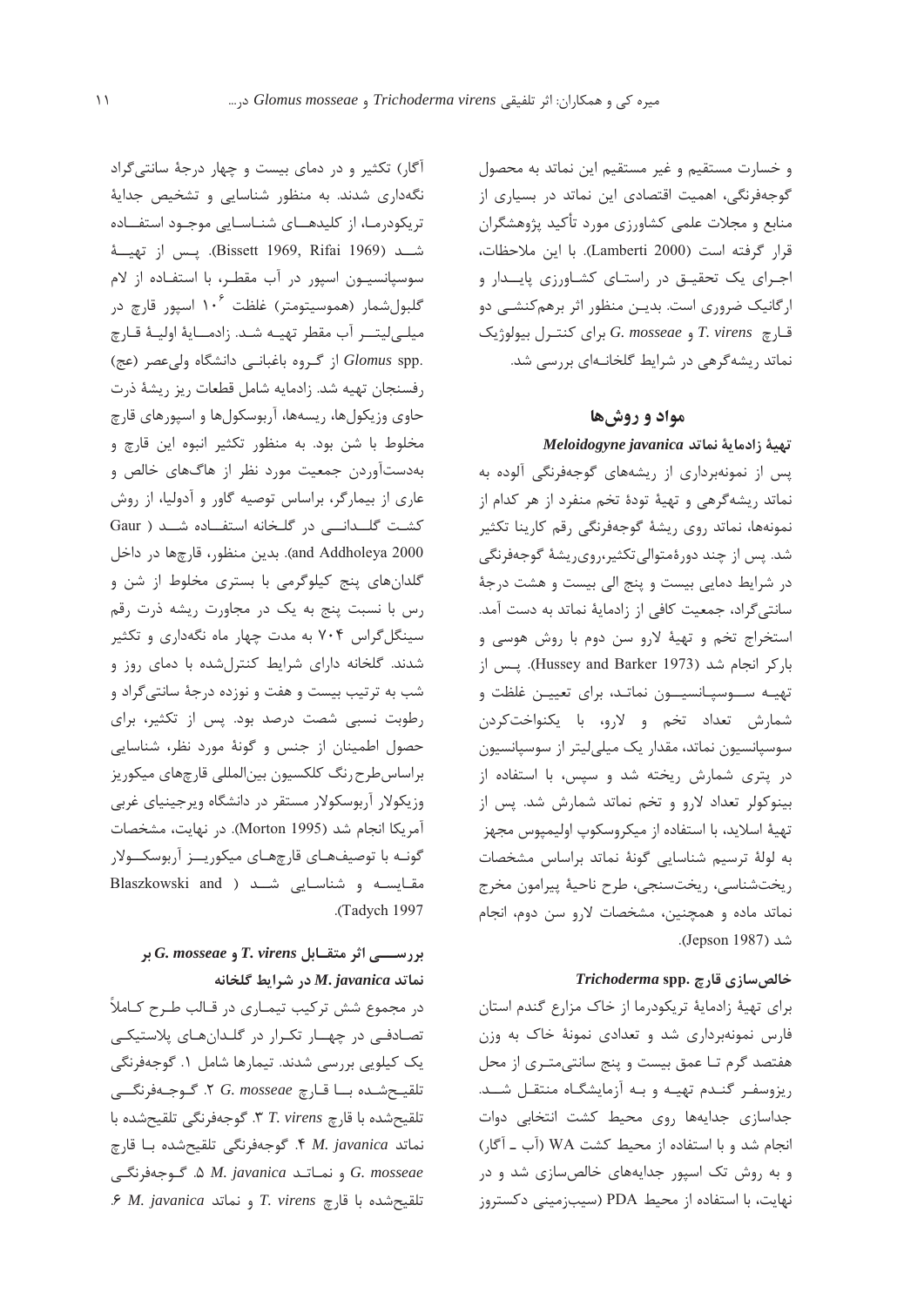و خسارت مستقیم و غیر مستقیم این نماتد به محصول گوجه‌فرنگی، اهمیت اقتصادی این نماتد در بسیاری از منابع و مجلات علمی کشاورزی مورد تأکید پژوهشگران قرار گرفته است (Lamberti 2000). با این ملاحظات، اجرای یک تحقیق در راستای کشاورزی پایدار و ارگانیک ضروری است. بدین منظور اثر برهم‌کنشی دو قارچ *T. virens* و *G. mosseae* برای کنترل بیولوژیک نماتد ریشه‌گرهی در شرایط گلخانه‌ای بررسی شد.

## مواد و روش‌ها

### تهیهٔ زادمایهٔ نماتد *Meloidogyne javanica*

پس از نمونه‌برداری از ریشه‌های گوجه‌فرنگی آلوده به نماتد ریشه‌گرهی و تهیهٔ تودهٔ تخم منفرد از هر کدام از نمونه‌ها، نماتد روی ریشهٔ گوجه‌فرنگی رقم کارینا تکثیر شد. پس از چند دورهٔ متوالی تکثیر، روی ریشهٔ گوجه‌فرنگی در شرایط دمایی بیست و پنج الی بیست و هشت درجهٔ سانتی‌گراد، جمعیت کافی از زادمایهٔ نماتد به دست آمد. استخراج تخم و تهیهٔ لارو سن دوم با روش هوسی و بارکر انجام شد (Hussey and Barker 1973). پس از تهیه سوسپانسیون نماتد، برای تعیین غلظت و شمارش تعداد تخم و لارو، با یکنواخت‌کردن سوسپانسیون نماتد، مقدار یک میلی‌لیتر از سوسپانسیون در پتری شمارش ریخته شد و سپس، با استفاده از بینوکولر تعداد لارو و تخم نماتد شمارش شد. پس از تهیهٔ اسلاید، با استفاده از میکروسکوپ اولیمپوس مجهز به لولهٔ ترسیم شناسایی گونهٔ نماتد براساس مشخصات ریخت‌شناسی، ریخت‌سنجی، طرح ناحیهٔ پیرامون مخرج نماتد ماده و همچنین، مشخصات لارو سن دوم، انجام شد (Jepson 1987).

### خالص‌سازی قارچ *Trichoderma* spp.

برای تهیهٔ زادمایهٔ تریکودرما از خاک مزارع گندم استان فارس نمونه‌برداری شد و تعدادی نمونهٔ خاک به وزن هفتصد گرم تا عمق بیست و پنج سانتی‌متری از محل ریزوسفر گندم تهیه و به آزمایشگاه منتقل شد. جداسازی جدایه‌ها روی محیط کشت انتخابی دوات انجام شد و با استفاده از محیط کشت WA (آب ـ آگار) و به روش تک اسپور جدایه‌های خالص‌سازی شد و در نهایت، با استفاده از محیط PDA (سیب‌زمینی دکستروز آگار) تکثیر و در دمای بیست و چهار درجهٔ سانتی‌گراد نگه‌داری شدند. به منظور شناسایی و تشخیص جدایهٔ تریکودرما، از کلیدهای شناسایی موجود استفاده شد (Bissett 1969, Rifai 1969). پس از تهیهٔ سوسپانسیون اسپور در آب مقطر، با استفاده از لام گلبول‌شمار (هموسیتومتر) غلظت $10^6$ اسپور قارچ در میلی‌لیتر آب مقطر تهیه شد. زادمایهٔ اولیهٔ قارچ *Glomus* spp. از گروه باغبانی دانشگاه ولی‌عصر (عج) رفسنجان تهیه شد. زادمایه شامل قطعات ریز ریشهٔ ذرت حاوی وزیکول‌ها، ریسه‌ها، آربوسکول‌ها و اسپورهای قارچ مخلوط با شن بود. به منظور تکثیر انبوه این قارچ و به‌دست‌آوردن جمعیت مورد نظر از هاگ‌های خالص و عاری از بیمارگر، براساس توصیه گاور و آدولیا، از روش کشت گلدانی در گلخانه استفاده شد (Gaur and Addholeya 2000). بدین منظور، قارچ‌ها در داخل گلدان‌های پنج کیلوگرمی با بستری مخلوط از شن و رس با نسبت پنج به یک در مجاورت ریشه ذرت رقم سینگل‌کراس ۷۰۴ به مدت چهار ماه نگه‌داری و تکثیر شدند. گلخانه دارای شرایط کنترل‌شده با دمای روز و شب به ترتیب بیست و هفت و نوزده درجهٔ سانتی‌گراد و رطوبت نسبی شصت درصد بود. پس از تکثیر، برای حصول اطمینان از جنس و گونهٔ مورد نظر، شناسایی براساس طرح رنگ کلکسیون بین‌المللی قارچ‌های میکوریز وزیکولار آربوسکولار مستقر در دانشگاه ویرجینیای غربی آمریکا انجام شد (Morton 1995). در نهایت، مشخصات گونه با توصیف‌های قارچ‌های میکوریز آربوسکولار مقایسه و شناسایی شد (Blaszkowski and Tadych 1997).

### بررسی اثر متقابل *T. virens* و *G. mosseae* بر نماتد *M. javanica* در شرایط گلخانه

در مجموع شش ترکیب تیماری در قالب طرح کاملاً تصادفی در چهار تکرار در گلدان‌های پلاستیکی یک کیلویی بررسی شدند. تیمارها شامل ۱. گوجه‌فرنگی تلقیح‌شده با قارچ *G. mosseae* ۲. گوجه‌فرنگی تلقیح‌شده با قارچ *T. virens* ۳. گوجه‌فرنگی تلقیح‌شده با نماتد *M. javanica* ۴. گوجه‌فرنگی تلقیح‌شده با قارچ *G. mosseae* و نماتد *M. javanica* ۵. گوجه‌فرنگی تلقیح‌شده با قارچ *T. virens* و نماتد *M. javanica* ۶.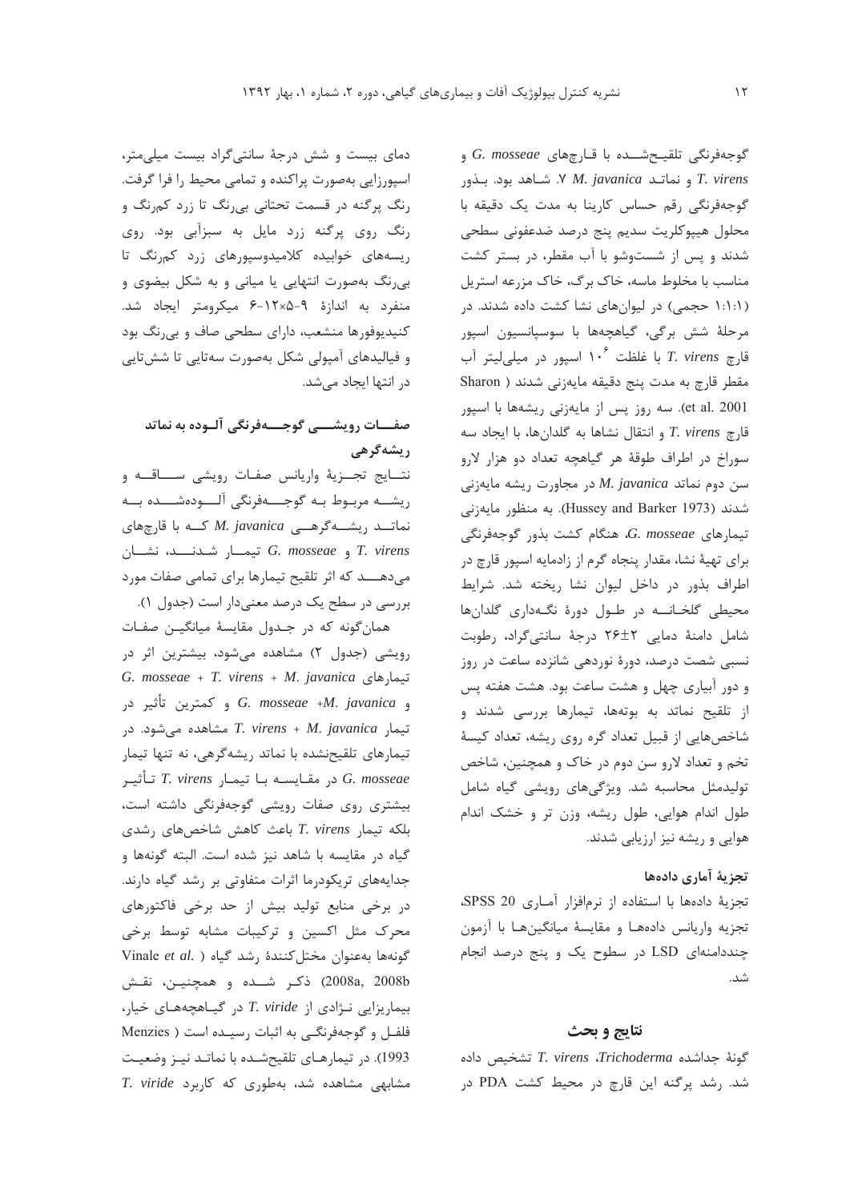گوجه‌فرنگی تلقیح‌شده با قارچ‌های *G. mosseae* و *T. virens* و نماتد *M. javanica*. ۷. شاهد بود. بذور گوجه‌فرنگی رقم حساس کارینا به مدت یک دقیقه با محلول هیپوکلریت سدیم پنج درصد ضدعفونی سطحی شدند و پس از شست‌وشو با آب مقطر، در بستر کشت مناسب با مخلوط ماسه، خاک برگ، خاک مزرعه استریل (۱:۱:۱ حجمی) در لیوان‌های نشا کشت داده شدند. در مرحلهٔ شش برگی، گیاهچه‌ها با سوسپانسیون اسپور قارچ *T. virens* با غلظت $10^6$ اسپور در میلی‌لیتر آب مقطر قارچ به مدت پنج دقیقه مایه‌زنی شدند (Sharon et al. 2001). سه روز پس از مایه‌زنی ریشه‌ها با اسپور قارچ *T. virens* و انتقال نشاها به گلدان‌ها، با ایجاد سه سوراخ در اطراف طوقهٔ هر گیاهچه تعداد دو هزار لارو سن دوم نماتد *M. javanica* در مجاورت ریشه مایه‌زنی شدند (Hussey and Barker 1973). به منظور مایه‌زنی تیمارهای *G. mosseae*، هنگام کشت بذور گوجه‌فرنگی برای تهیهٔ نشا، مقدار پنجاه گرم از زادمایه اسپور قارچ در اطراف بذور در داخل لیوان نشا ریخته شد. شرایط محیطی گلخانه در طول دورهٔ نگهداری گلدان‌ها شامل دامنهٔ دمایی ۲±۲۶ درجهٔ سانتی‌گراد، رطوبت نسبی شصت درصد، دورهٔ نوردهی شانزده ساعت در روز و دور آبیاری چهل و هشت ساعت بود. هشت هفته پس از تلقیح نماتد به بوته‌ها، تیمارها بررسی شدند و شاخص‌هایی از قبیل تعداد گره روی ریشه، تعداد کیسهٔ تخم و تعداد لارو سن دوم در خاک و همچنین، شاخص تولیدمثل محاسبه شد. ویژگی‌های رویشی گیاه شامل طول اندام هوایی، طول ریشه، وزن تر و خشک اندام هوایی و ریشه نیز ارزیابی شدند.

### تجزیهٔ آماری داده‌ها

تجزیهٔ داده‌ها با استفاده از نرم‌افزار آماری SPSS 20، تجزیه واریانس داده‌ها و مقایسهٔ میانگین‌ها با آزمون چنددامنه‌ای LSD در سطوح یک و پنج درصد انجام شد.

## نتایج و بحث

گونهٔ جداشده *Trichoderma*، *T. virens* تشخیص داده شد. رشد پرگنه این قارچ در محیط کشت PDA در دمای بیست و شش درجهٔ سانتی‌گراد بیست میلی‌متر، اسپورزایی به‌صورت پراکنده و تمامی محیط را فرا گرفت. رنگ پرگنه در قسمت تحتانی بی‌رنگ تا زرد کم‌رنگ و رنگ روی پرگنه زرد مایل به سبزآبی بود. روی ریسه‌های خوابیده کلامیدوسپورهای زرد کم‌رنگ تا بی‌رنگ به‌صورت انتهایی یا میانی و به شکل بیضوی و منفرد به اندازهٔ ۹-۵×۱۲-۶ میکرومتر ایجاد شد. کنیدیوفورها منشعب، دارای سطحی صاف و بی‌رنگ بود و فیالیدهای آمپولی شکل به‌صورت سه‌تایی تا شش‌تایی در انتها ایجاد می‌شد.

### صفات رویشی گوجه‌فرنگی آلوده به نماتد ریشه‌گرهی

نتایج تجزیهٔ واریانس صفات رویشی ساقه و ریشه مربوط به گوجه‌فرنگی آلوده‌شده به نماتد ریشه‌گرهی *M. javanica* که با قارچ‌های *T. virens* و *G. mosseae* تیمار شدند، نشان می‌دهد که اثر تلقیح تیمارها برای تمامی صفات مورد بررسی در سطح یک درصد معنی‌دار است (جدول ۱).

همان‌گونه که در جدول مقایسهٔ میانگین صفات رویشی (جدول ۲) مشاهده می‌شود، بیشترین اثر در تیمارهای *G. mosseae + T. virens + M. javanica* و *G. mosseae +M. javanica* و کمترین تأثیر در تیمار *T. virens + M. javanica* مشاهده می‌شود. در تیمارهای تلقیح‌نشده با نماتد ریشه‌گرهی، نه تنها تیمار *G. mosseae* در مقایسه با تیمار *T. virens* تأثیر بیشتری روی صفات رویشی گوجه‌فرنگی داشته است، بلکه تیمار *T. virens* باعث کاهش شاخص‌های رشدی گیاه در مقایسه با شاهد نیز شده است. البته گونه‌ها و جدایه‌های تریکودرما اثرات متفاوتی بر رشد گیاه دارند. در برخی منابع تولید بیش از حد برخی فاکتورهای محرک مثل اکسین و ترکیبات مشابه توسط برخی گونه‌ها به‌عنوان مختل‌کنندهٔ رشد گیاه (Vinale *et al.* 2008a, 2008b) ذکر شده و همچنین، نقش بیماریزایی نژادی از *T. viride* در گیاهچه‌های خیار، فلفل و گوجه‌فرنگی به اثبات رسیده است (Menzies 1993). در تیمارهای تلقیح‌شده با نماتد نیز وضعیت مشابهی مشاهده شد، به‌طوری که کاربرد *T. viride*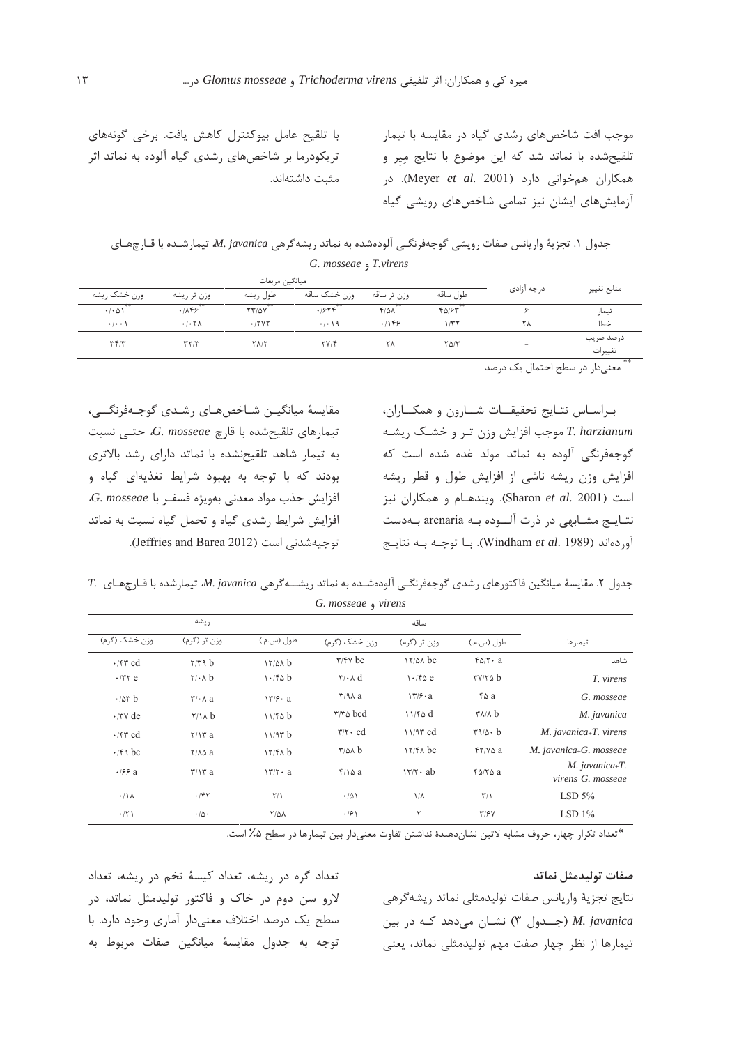موجب افت شاخص‌های رشدی گیاه در مقایسه با تیمار تلقیح‌شده با نماتد شد که این موضوع با نتایج مِیر و همکاران هم‌خوانی دارد (Meyer *et al.* 2001). در آزمایش‌های ایشان نیز تمامی شاخص‌های رویشی گیاه با تلقیح عامل بیوکنترل کاهش یافت. برخی گونه‌های تریکودرما بر شاخص‌های رشدی گیاه آلوده به نماتد اثر مثبت داشته‌اند.

جدول ۱. تجزیۀ واریانس صفات رویشی گوجه‌فرنگی آلوده‌شده به نماتد ریشه‌گرهی *M. javanica*، تیمارشده با قارچ‌های *T.virens* و *G. mosseae*

| منابع تغییر | درجه آزادی | میانگین مربعات | | | | | |
|---|---|---|---|---|---|---|---|
| | | طول ساقه | وزن تر ساقه | وزن خشک ساقه | طول ریشه | وزن تر ریشه | وزن خشک ریشه |
| تیمار | ۶ | ۴۵/۶۳** | ۴/۵۸** | ۰/۶۲۴** | ۲۳/۵۷** | ۰/۸۴۶** | ۰/۰۵۱** |
| خطا | ۲۸ | ۱/۳۲ | ۰/۱۴۶ | ۰/۰۱۹ | ۰/۲۷۲ | ۰/۰۲۸ | ۰/۰۰۱ |
| درصد ضریب تغییرات | - | ۲۵/۳ | ۲۸ | ۲۷/۴ | ۲۸/۲ | ۳۲/۳ | ۳۴/۳ |

** معنی‌دار در سطح احتمال یک درصد

براساس نتایج تحقیقات شارون و همکاران، *T. harzianum* موجب افزایش وزن تر و خشک ریشه گوجه‌فرنگی آلوده به نماتد مولد غده شده است که افزایش وزن ریشه ناشی از افزایش طول و قطر ریشه است (Sharon *et al.* 2001). ویندهام و همکاران نیز نتایج مشابهی در ذرت آلوده به arenaria به‌دست آورده‌اند (Windham *et al.* 1989). با توجه به نتایج مقایسۀ میانگین شاخص‌های رشدی گوجه‌فرنگی، تیمارهای تلقیح‌شده با قارچ *G. mosseae*، حتی نسبت به تیمار شاهد تلقیح‌نشده با نماتد دارای رشد بالاتری بودند که با توجه به بهبود شرایط تغذیه‌ای گیاه و افزایش جذب مواد معدنی به‌ویژه فسفر با *G. mosseae*، افزایش شرایط رشدی گیاه و تحمل گیاه نسبت به نماتد توجیه‌شدنی است (Jeffries and Barea 2012).

جدول ۲. مقایسۀ میانگین فاکتورهای رشدی گوجه‌فرنگی آلوده‌شده به نماتد ریشه‌گرهی *M. javanica*، تیمارشده با قارچ‌های *T. virens* و *G. mosseae*

| تیمارها | ساقه | | | ریشه | | |
|---|---|---|---|---|---|---|
| | طول (س.م.) | وزن تر (گرم) | وزن خشک (گرم) | طول (س.م.) | وزن تر (گرم) | وزن خشک (گرم) |
| شاهد | ۴۵/۲۰ a | ۱۲/۵۸ bc | ۳/۴۷ bc | ۱۲/۵۸ b | ۲/۳۹ b | ۰/۴۳ cd |
| *T. virens* | ۳۷/۲۵ b | ۱۰/۴۵ e | ۳/۰۸ d | ۱۰/۴۵ b | ۲/۰۸ b | ۰/۳۲ e |
| *G. mosseae* | ۴۵ a | ۱۳/۶۰ a | ۳/۹۸ a | ۱۳/۶۰ a | ۳/۰۸ a | ۰/۵۳ b |
| *M. javanica* | ۳۸/۸ b | ۱۱/۴۵ d | ۳/۳۵ bcd | ۱۱/۴۵ b | ۲/۱۸ b | ۰/۳۷ de |
| *M. javanica+T. virens* | ۳۹/۵۰ b | ۱۱/۹۳ cd | ۳/۲۰ cd | ۱۱/۹۳ b | ۲/۱۳ a | ۰/۴۳ cd |
| *M. javanica+G. mosseae* | ۴۲/۷۵ a | ۱۲/۴۸ bc | ۳/۵۸ b | ۱۲/۴۸ b | ۲/۸۵ a | ۰/۴۹ bc |
| *M. javanica+T. virens+G. mosseae* | ۴۵/۲۵ a | ۱۳/۲۰ ab | ۴/۱۵ a | ۱۳/۲۰ a | ۳/۱۳ a | ۰/۶۶ a |
| LSD 5% | ۳/۱ | ۱/۸ | ۰/۵۱ | ۲/۱ | ۰/۴۲ | ۰/۱۸ |
| LSD 1% | ۳/۶۷ | ۲ | ۰/۶۱ | ۲/۵۸ | ۰/۵۰ | ۰/۲۱ |

*تعداد تکرار چهار، حروف مشابه لاتین نشان‌دهندۀ نداشتن تفاوت معنی‌دار بین تیمارها در سطح ۵٪ است.

**صفات تولیدمثل نماتد**

نتایج تجزیۀ واریانس صفات تولیدمثلی نماتد ریشه‌گرهی *M. javanica* (جدول ۳) نشان می‌دهد که در بین تیمارها از نظر چهار صفت مهم تولیدمثلی نماتد، یعنی تعداد گره در ریشه، تعداد کیسۀ تخم در ریشه، تعداد لارو سن دوم در خاک و فاکتور تولیدمثل نماتد، در سطح یک درصد اختلاف معنی‌دار آماری وجود دارد. با توجه به جدول مقایسۀ میانگین صفات مربوط به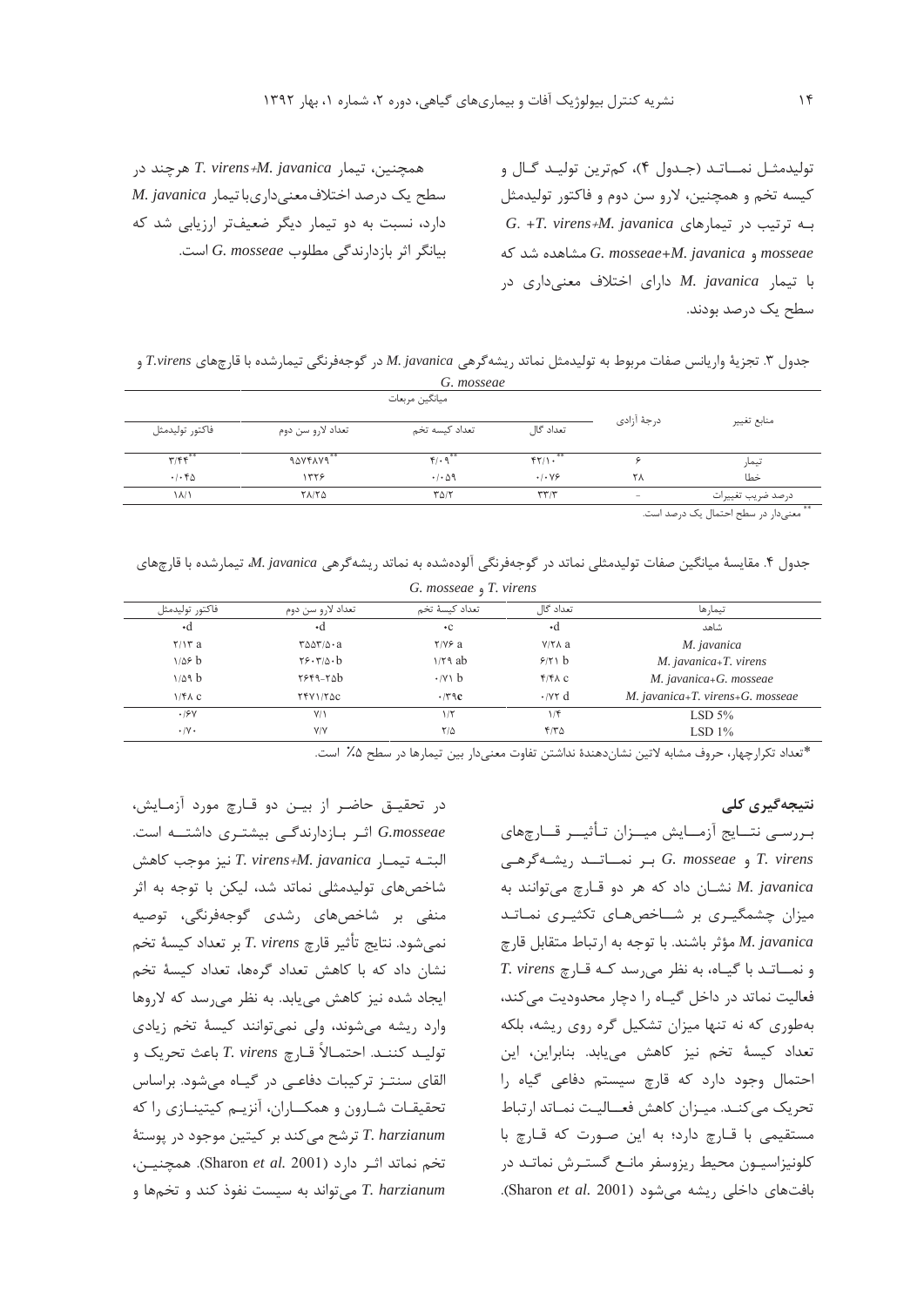تولیدمثـل نمـاتـد (جـدول ۴)، کم‌ترین تولیـد گـال و کیسه تخم و همچنین، لارو سن دوم و فاکتور تولیدمثل بـه ترتیب در تیمارهای *G. +T. virens+M. javanica mosseae* و *G. mosseae+M. javanica* مشاهده شد که با تیمار *M. javanica* دارای اختلاف معنی‌داری در سطح یک درصد بودند.

همچنین، تیمار *T. virens+M. javanica* هرچند در سطح یک درصد اختلاف معنی‌داری با تیمار *M. javanica* دارد، نسبت به دو تیمار دیگر ضعیف‌تر ارزیابی شد که بیانگر اثر بازدارندگی مطلوب *G. mosseae* است.

جدول ۳. تجزیهٔ واریانس صفات مربوط به تولیدمثل نماتد ریشه‌گرهی *M. javanica* در گوجه‌فرنگی تیمارشده با قارچ‌های *T.virens* و *G. mosseae*

| منابع تغییر | درجهٔ آزادی | میانگین مربعات | | | |
|---|---|---|---|---|---|
| | | تعداد گال | تعداد کیسه تخم | تعداد لارو سن دوم | فاکتور تولیدمثل |
| تیمار | ۶ | $۴۲/۱۰^{**}$ | $۴/۰۹^{**}$ | $۹۵۷۴۸۷۹^{**}$ | $۳/۴۴^{**}$ |
| خطا | ۲۸ | ۰/۰۷۶ | ۰/۰۵۹ | ۱۳۲۶ | ۰/۰۴۵ |
| درصد ضریب تغییرات | - | ۳۳/۳ | ۳۵/۲ | ۲۸/۳۵ | ۱۸/۱ |

** معنی‌دار در سطح احتمال یک درصد است.

جدول ۴. مقایسهٔ میانگین صفات تولیدمثلی نماتد در گوجه‌فرنگی آلوده‌شده به نماتد ریشه‌گرهی *M. javanica*، تیمارشده با قارچ‌های *T. virens* و *G. mosseae*

| تیمارها | تعداد گال | تعداد کیسهٔ تخم | تعداد لارو سن دوم | فاکتور تولیدمثل |
|---|---|---|---|---|
| شاهد | ۰d | ۰c | ۰d | ۰d |
| *M. javanica* | ۷/۲۸ a | ۲/۷۶ a | ۳۵۵۳/۵۰a | ۲/۱۳ a |
| *M. javanica+T. virens* | ۶/۲۱ b | ۱/۲۹ ab | ۲۶۰۳/۵۰b | ۱/۵۶ b |
| *M. javanica+G. mosseae* | ۴/۴۸ c | ۰/۷۱ b | ۲۶۴۹-۲۵b | ۱/۵۹ b |
| *M. javanica+T. virens+G. mosseae* | ۰/۷۲ d | ۰/۳۹c | ۲۴۷۱/۲۵c | ۱/۴۸ c |
| LSD 5% | ۱/۴ | ۱/۲ | ۷/۱ | ۰/۶۷ |
| LSD 1% | ۴/۳۵ | ۲/۵ | ۷/۷ | ۰/۷۰ |

*تعداد تکرارچهار، حروف مشابه لاتین نشان‌دهندهٔ نداشتن تفاوت معنی‌دار بین تیمارها در سطح ۵٪ است.

## نتیجه‌گیری کلی

بـررسـی نتـایج آزمـایش میـزان تـأثیـر قـارچ‌های *T. virens* و *G. mosseae* بـر نمـاتـد ریشـه‌گرهـی *M. javanica* نشـان داد که هر دو قـارچ می‌توانند به میزان چشمگیـری بر شـاخص‌هـای تکثیـری نمـاتـد *M. javanica* مؤثر باشند. با توجه به ارتباط متقابل قارچ و نمـاتـد با گیـاه، به نظر می‌رسد کـه قـارچ *T. virens* فعالیت نماتد در داخل گیـاه را دچار محدودیت می‌کند، به‌طوری که نه تنها میزان تشکیل گره روی ریشه، بلکه تعداد کیسهٔ تخم نیز کاهش می‌یابد. بنابراین، این احتمال وجود دارد که قارچ سیستم دفاعی گیاه را تحریک می‌کنـد. میـزان کاهش فعـالیـت نمـاتد ارتباط مستقیمی با قـارچ دارد؛ به این صـورت که قـارچ با کلونیزاسیـون محیط ریزوسفر مانـع گستـرش نماتـد در بافت‌های داخلی ریشه می‌شود (Sharon *et al.* 2001).

در تحقیـق حاضـر از بیـن دو قـارچ مورد آزمـایش، *G.mosseae* اثـر بـازدارندگـی بیشتـری داشتــه است. البتـه تیمـار *T. virens+M. javanica* نیز موجب کاهش شاخص‌های تولیدمثلی نماتد شد، لیکن با توجه به اثر منفی بر شاخص‌های رشدی گوجه‌فرنگی، توصیه نمی‌شود. نتایج تأثیر قارچ *T. virens* بر تعداد کیسهٔ تخم نشان داد که با کاهش تعداد گره‌ها، تعداد کیسهٔ تخم ایجاد شده نیز کاهش می‌یابد. به نظر می‌رسد که لاروها وارد ریشه می‌شوند، ولی نمی‌توانند کیسهٔ تخم زیادی تولیـد کننـد. احتمـالاً قـارچ *T. virens* باعث تحریک و القای سنتـز ترکیبات دفاعـی در گیـاه می‌شود. براساس تحقیقـات شـارون و همکـاران، آنزیـم کیتینـازی را که *T. harzianum* ترشح می‌کند بر کیتین موجود در پوستهٔ تخم نماتد اثـر دارد (Sharon *et al.* 2001). همچنیـن، *T. harzianum* می‌تواند به سیست نفوذ کند و تخم‌ها و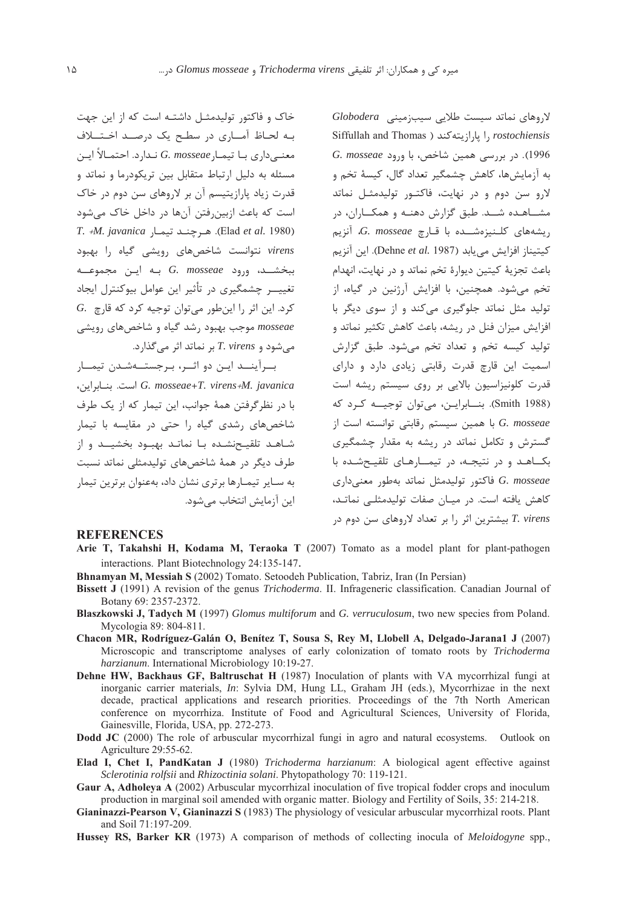لاروهای نماتد سیست طلایی سیب‌زمینی *Globodera rostochiensis* را پارازیته‌کند ( Siffullah and Thomas 1996). در بررسی همین شاخص، با ورود *G. mosseae* به آزمایش‌ها، کاهش چشمگیر تعداد گال، کیسهٔ تخم و لارو سن دوم و در نهایت، فاکتور تولیدمثل نماتد مشاهده شد. طبق گزارش دهنه و همکاران، در ریشه‌های کلنیزه‌شده با قارچ *G. mosseae*، آنزیم کیتیناز افزایش می‌یابد (Dehne *et al.* 1987). این آنزیم باعث تجزیهٔ کیتین دیوارهٔ تخم نماتد و در نهایت، انهدام تخم می‌شود. همچنین، با افزایش آرژنین در گیاه، از تولید مثل نماتد جلوگیری می‌کند و از سوی دیگر با افزایش میزان فنل در ریشه، باعث کاهش تکثیر نماتد و تولید کیسه تخم و تعداد تخم می‌شود. طبق گزارش اسمیت این قارچ قدرت رقابتی زیادی دارد و دارای قدرت کلونیزاسیون بالایی بر روی سیستم ریشه است (Smith 1988). بنابراین، می‌توان توجیه کرد که *G. mosseae* با همین سیستم رقابتی توانسته است از گسترش و تکامل نماتد در ریشه به مقدار چشمگیری بکاهد و در نتیجه، در تیمارهای تلقیح‌شده با *G. mosseae* فاکتور تولیدمثل نماتد به‌طور معنی‌داری کاهش یافته است. در میان صفات تولیدمثلی نماتد، *T. virens* بیشترین اثر را بر تعداد لاروهای سن دوم در خاک و فاکتور تولیدمثل داشته است که از این جهت به لحاظ آماری در سطح یک درصد اختلاف معنی‌داری با تیمار *G. mosseae* ندارد. احتمالاً این مسئله به دلیل ارتباط متقابل بین تریکودرما و نماتد و قدرت زیاد پارازیتیسم آن بر لاروهای سن دوم در خاک است که باعث ازبین‌رفتن آن‌ها در داخل خاک می‌شود (Elad *et al.* 1980). هرچند تیمار *T. +M. javanica virens* نتوانست شاخص‌های رویشی گیاه را بهبود ببخشد، ورود *G. mosseae* به این مجموعه تغییر چشمگیری در تأثیر این عوامل بیوکنترل ایجاد کرد. این اثر را این‌طور می‌توان توجیه کرد که قارچ *G. mosseae* موجب بهبود رشد گیاه و شاخص‌های رویشی می‌شود و *T. virens* بر نماتد اثر می‌گذارد.

برآیند این دو اثر، برجسته‌شدن تیمار *G. mosseae+T. virens+M. javanica* است. بنابراین، با در نظرگرفتن همهٔ جوانب، این تیمار که از یک طرف شاخص‌های رشدی گیاه را حتی در مقایسه با تیمار شاهد تلقیح‌نشده با نماتد بهبود بخشید و از طرف دیگر در همهٔ شاخص‌های تولیدمثلی نماتد نسبت به سایر تیمارها برتری نشان داد، به‌عنوان برترین تیمار این آزمایش انتخاب می‌شود.

## REFERENCES

**Arie T, Takahshi H, Kodama M, Teraoka T** (2007) Tomato as a model plant for plant-pathogen interactions. Plant Biotechnology 24:135-147.

**Bhnamyan M, Messiah S** (2002) Tomato. Setoodeh Publication, Tabriz, Iran (In Persian)

**Bissett J** (1991) A revision of the genus *Trichoderma*. II. Infrageneric classification. Canadian Journal of Botany 69: 2357-2372.

**Blaszkowski J, Tadych M** (1997) *Glomus multiforum* and *G. verruculosum*, two new species from Poland. Mycologia 89: 804-811.

**Chacon MR, Rodríguez-Galán O, Benítez T, Sousa S, Rey M, Llobell A, Delgado-Jarana1 J** (2007) Microscopic and transcriptome analyses of early colonization of tomato roots by *Trichoderma harzianum*. International Microbiology 10:19-27.

**Dehne HW, Backhaus GF, Baltruschat H** (1987) Inoculation of plants with VA mycorrhizal fungi at inorganic carrier materials, *In*: Sylvia DM, Hung LL, Graham JH (eds.), Mycorrhizae in the next decade, practical applications and research priorities. Proceedings of the 7th North American conference on mycorrhiza. Institute of Food and Agricultural Sciences, University of Florida, Gainesville, Florida, USA, pp. 272-273.

**Dodd JC** (2000) The role of arbuscular mycorrhizal fungi in agro and natural ecosystems. Outlook on Agriculture 29:55-62.

**Elad I, Chet I, PandKatan J** (1980) *Trichoderma harzianum*: A biological agent effective against *Sclerotinia rolfsii* and *Rhizoctinia solani*. Phytopathology 70: 119-121.

**Gaur A, Adholeya A** (2002) Arbuscular mycorrhizal inoculation of five tropical fodder crops and inoculum production in marginal soil amended with organic matter. Biology and Fertility of Soils, 35: 214-218.

**Gianinazzi-Pearson V, Gianinazzi S** (1983) The physiology of vesicular arbuscular mycorrhizal roots. Plant and Soil 71:197-209.

**Hussey RS, Barker KR** (1973) A comparison of methods of collecting inocula of *Meloidogyne* spp.,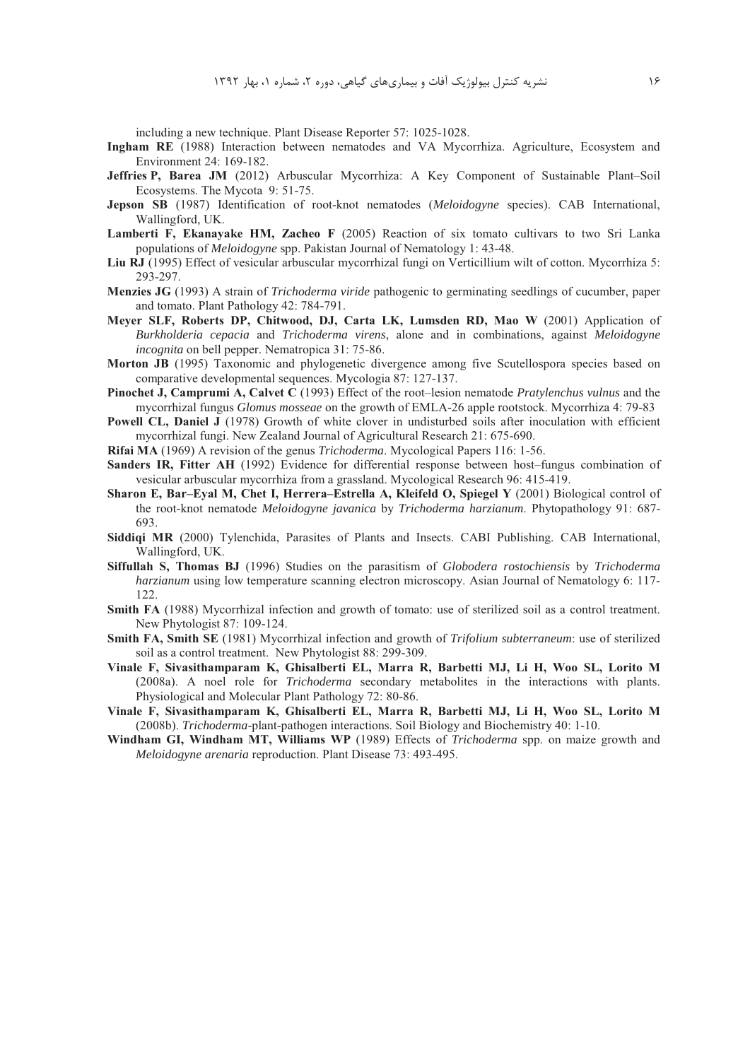including a new technique. Plant Disease Reporter 57: 1025-1028.

**Ingham RE** (1988) Interaction between nematodes and VA Mycorrhiza. Agriculture, Ecosystem and Environment 24: 169-182.

**Jeffries P, Barea JM** (2012) Arbuscular Mycorrhiza: A Key Component of Sustainable Plant–Soil Ecosystems. The Mycota 9: 51-75.

**Jepson SB** (1987) Identification of root-knot nematodes (*Meloidogyne* species). CAB International, Wallingford, UK.

**Lamberti F, Ekanayake HM, Zacheo F** (2005) Reaction of six tomato cultivars to two Sri Lanka populations of *Meloidogyne* spp. Pakistan Journal of Nematology 1: 43-48.

**Liu RJ** (1995) Effect of vesicular arbuscular mycorrhizal fungi on Verticillium wilt of cotton. Mycorrhiza 5: 293-297.

**Menzies JG** (1993) A strain of *Trichoderma viride* pathogenic to germinating seedlings of cucumber, paper and tomato. Plant Pathology 42: 784-791.

**Meyer SLF, Roberts DP, Chitwood, DJ, Carta LK, Lumsden RD, Mao W** (2001) Application of *Burkholderia cepacia* and *Trichoderma virens*, alone and in combinations, against *Meloidogyne incognita* on bell pepper. Nematropica 31: 75-86.

**Morton JB** (1995) Taxonomic and phylogenetic divergence among five Scutellospora species based on comparative developmental sequences. Mycologia 87: 127-137.

**Pinochet J, Camprumi A, Calvet C** (1993) Effect of the root–lesion nematode *Pratylenchus vulnus* and the mycorrhizal fungus *Glomus mosseae* on the growth of EMLA-26 apple rootstock. Mycorrhiza 4: 79-83

**Powell CL, Daniel J** (1978) Growth of white clover in undisturbed soils after inoculation with efficient mycorrhizal fungi. New Zealand Journal of Agricultural Research 21: 675-690.

**Rifai MA** (1969) A revision of the genus *Trichoderma*. Mycological Papers 116: 1-56.

**Sanders IR, Fitter AH** (1992) Evidence for differential response between host–fungus combination of vesicular arbuscular mycorrhiza from a grassland. Mycological Research 96: 415-419.

**Sharon E, Bar–Eyal M, Chet I, Herrera–Estrella A, Kleifeld O, Spiegel Y** (2001) Biological control of the root-knot nematode *Meloidogyne javanica* by *Trichoderma harzianum*. Phytopathology 91: 687-693.

**Siddiqi MR** (2000) Tylenchida, Parasites of Plants and Insects. CABI Publishing. CAB International, Wallingford, UK.

**Siffullah S, Thomas BJ** (1996) Studies on the parasitism of *Globodera rostochiensis* by *Trichoderma harzianum* using low temperature scanning electron microscopy. Asian Journal of Nematology 6: 117-122.

**Smith FA** (1988) Mycorrhizal infection and growth of tomato: use of sterilized soil as a control treatment. New Phytologist 87: 109-124.

**Smith FA, Smith SE** (1981) Mycorrhizal infection and growth of *Trifolium subterraneum*: use of sterilized soil as a control treatment. New Phytologist 88: 299-309.

**Vinale F, Sivasithamparam K, Ghisalberti EL, Marra R, Barbetti MJ, Li H, Woo SL, Lorito M** (2008a). A noel role for *Trichoderma* secondary metabolites in the interactions with plants. Physiological and Molecular Plant Pathology 72: 80-86.

**Vinale F, Sivasithamparam K, Ghisalberti EL, Marra R, Barbetti MJ, Li H, Woo SL, Lorito M** (2008b). *Trichoderma*-plant-pathogen interactions. Soil Biology and Biochemistry 40: 1-10.

**Windham GI, Windham MT, Williams WP** (1989) Effects of *Trichoderma* spp. on maize growth and *Meloidogyne arenaria* reproduction. Plant Disease 73: 493-495.